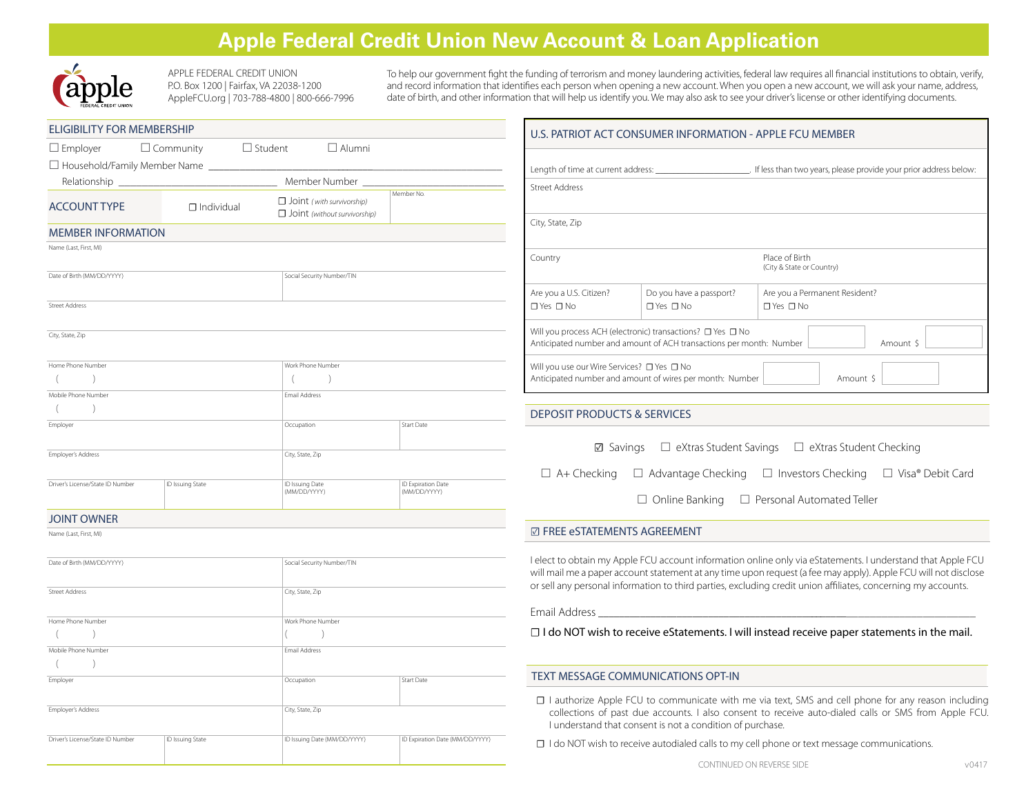# Apple Federal Credit Union New Account & Loan Application

APPLE FEDERAL CREDIT UNION
P.O. Box 1200 | Fairfax, VA 22038-1200
AppleFCU.org | 703-788-4800 | 800-666-7996

To help our government fight the funding of terrorism and money laundering activities, federal law requires all financial institutions to obtain, verify, and record information that identifies each person when opening a new account. When you open a new account, we will ask your name, address, date of birth, and other information that will help us identify you. We may also ask to see your driver's license or other identifying documents.

## ELIGIBILITY FOR MEMBERSHIP

☐ Employer ☐ Community ☐ Student ☐ Alumni

☐ Household/Family Member Name ______________________

Relationship ______________________ Member Number ______________________

## ACCOUNT TYPE

☐ Individual ☐ Joint *(with survivorship)* ☐ Joint *(without survivorship)* Member No.

## MEMBER INFORMATION

| | | | |
|---|---|---|---|
| Name (Last, First, MI) | | | |
| Date of Birth (MM/DD/YYYY) | | Social Security Number/TIN | |
| Street Address | | | |
| City, State, Zip | | | |
| Home Phone Number ( ) | | Work Phone Number ( ) | |
| Mobile Phone Number ( ) | | Email Address | |
| Employer | | Occupation | Start Date |
| Employer's Address | | City, State, Zip | |
| Driver's License/State ID Number | ID Issuing State | ID Issuing Date (MM/DD/YYYY) | ID Expiration Date (MM/DD/YYYY) |

## JOINT OWNER

| | | | |
|---|---|---|---|
| Name (Last, First, MI) | | | |
| Date of Birth (MM/DD/YYYY) | | Social Security Number/TIN | |
| Street Address | | City, State, Zip | |
| Home Phone Number ( ) | | Work Phone Number ( ) | |
| Mobile Phone Number ( ) | | Email Address | |
| Employer | | Occupation | Start Date |
| Employer's Address | | City, State, Zip | |
| Driver's License/State ID Number | ID Issuing State | ID Issuing Date (MM/DD/YYYY) | ID Expiration Date (MM/DD/YYYY) |

## U.S. PATRIOT ACT CONSUMER INFORMATION - APPLE FCU MEMBER

Length of time at current address: ______________. If less than two years, please provide your prior address below:

| | | |
|---|---|---|
| Street Address | | |
| City, State, Zip | | |
| Country | | Place of Birth (City & State or Country) |
| Are you a U.S. Citizen? ☐ Yes ☐ No | Do you have a passport? ☐ Yes ☐ No | Are you a Permanent Resident? ☐ Yes ☐ No |

Will you process ACH (electronic) transactions? ☐ Yes ☐ No
Anticipated number and amount of ACH transactions per month: Number ______ Amount $ ______

Will you use our Wire Services? ☐ Yes ☐ No
Anticipated number and amount of wires per month: Number ______ Amount $ ______

## DEPOSIT PRODUCTS & SERVICES

☑ Savings ☐ eXtras Student Savings ☐ eXtras Student Checking

☐ A+ Checking ☐ Advantage Checking ☐ Investors Checking ☐ Visa® Debit Card

☐ Online Banking ☐ Personal Automated Teller

## ☑ FREE eSTATEMENTS AGREEMENT

I elect to obtain my Apple FCU account information online only via eStatements. I understand that Apple FCU will mail me a paper account statement at any time upon request (a fee may apply). Apple FCU will not disclose or sell any personal information to third parties, excluding credit union affiliates, concerning my accounts.

Email Address ______________________________

☐ **I do NOT wish to receive eStatements. I will instead receive paper statements in the mail.**

## TEXT MESSAGE COMMUNICATIONS OPT-IN

☐ I authorize Apple FCU to communicate with me via text, SMS and cell phone for any reason including collections of past due accounts. I also consent to receive auto-dialed calls or SMS from Apple FCU. I understand that consent is not a condition of purchase.

☐ I do NOT wish to receive autodialed calls to my cell phone or text message communications.

CONTINUED ON REVERSE SIDE

v0417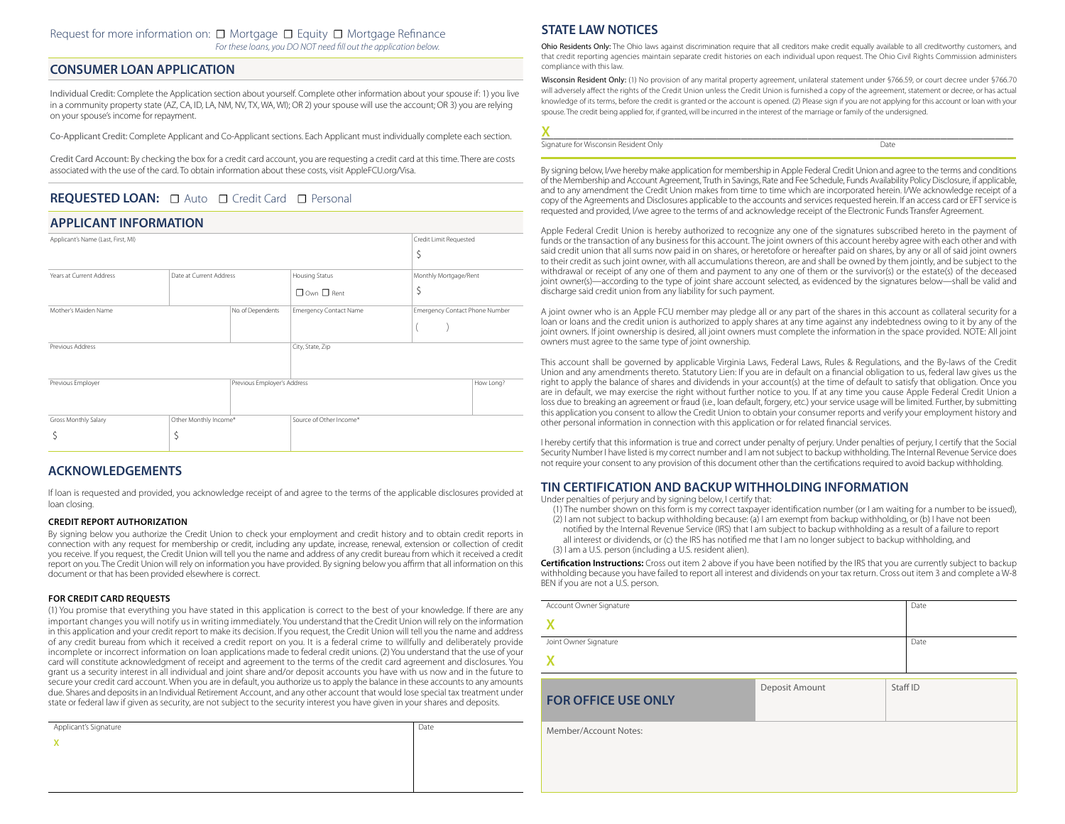Request for more information on: ☐ Mortgage ☐ Equity ☐ Mortgage Refinance

*For these loans, you DO NOT need fill out the application below.*

## CONSUMER LOAN APPLICATION

Individual Credit: Complete the Application section about yourself. Complete other information about your spouse if: 1) you live in a community property state (AZ, CA, ID, LA, NM, NV, TX, WA, WI); OR 2) your spouse will use the account; OR 3) you are relying on your spouse's income for repayment.

Co-Applicant Credit: Complete Applicant and Co-Applicant sections. Each Applicant must individually complete each section.

Credit Card Account: By checking the box for a credit card account, you are requesting a credit card at this time. There are costs associated with the use of the card. To obtain information about these costs, visit AppleFCU.org/Visa.

## REQUESTED LOAN: ☐ Auto ☐ Credit Card ☐ Personal

## APPLICANT INFORMATION

| | | | | | |
|---|---|---|---|---|---|
| Applicant's Name (Last, First, MI) | | | | Credit Limit Requested<br>$ | |
| Years at Current Address | Date at Current Address | | Housing Status<br>☐ Own ☐ Rent | Monthly Mortgage/Rent<br>$ | |
| Mother's Maiden Name | | No. of Dependents | Emergency Contact Name | Emergency Contact Phone Number<br>( ) | |
| Previous Address | | | City, State, Zip | | |
| Previous Employer | | Previous Employer's Address | | | How Long? |
| Gross Monthly Salary<br>$ | Other Monthly Income*<br>$ | | Source of Other Income* | | |

## ACKNOWLEDGEMENTS

If loan is requested and provided, you acknowledge receipt of and agree to the terms of the applicable disclosures provided at loan closing.

### CREDIT REPORT AUTHORIZATION

By signing below you authorize the Credit Union to check your employment and credit history and to obtain credit reports in connection with any request for membership or credit, including any update, increase, renewal, extension or collection of credit you receive. If you request, the Credit Union will tell you the name and address of any credit bureau from which it received a credit report on you. The Credit Union will rely on information you have provided. By signing below you affirm that all information on this document or that has been provided elsewhere is correct.

### FOR CREDIT CARD REQUESTS

(1) You promise that everything you have stated in this application is correct to the best of your knowledge. If there are any important changes you will notify us in writing immediately. You understand that the Credit Union will rely on the information in this application and your credit report to make its decision. If you request, the Credit Union will tell you the name and address of any credit bureau from which it received a credit report on you. It is a federal crime to willfully and deliberately provide incomplete or incorrect information on loan applications made to federal credit unions. (2) You understand that the use of your card will constitute acknowledgment of receipt and agreement to the terms of the credit card agreement and disclosures. You grant us a security interest in all individual and joint share and/or deposit accounts you have with us now and in the future to secure your credit card account. When you are in default, you authorize us to apply the balance in these accounts to any amounts due. Shares and deposits in an Individual Retirement Account, and any other account that would lose special tax treatment under state or federal law if given as security, are not subject to the security interest you have given in your shares and deposits.

| Applicant's Signature | Date |
|---|---|
| X | |

## STATE LAW NOTICES

**Ohio Residents Only:** The Ohio laws against discrimination require that all creditors make credit equally available to all creditworthy customers, and that credit reporting agencies maintain separate credit histories on each individual upon request. The Ohio Civil Rights Commission administers compliance with this law.

**Wisconsin Resident Only:** (1) No provision of any marital property agreement, unilateral statement under §766.59, or court decree under §766.70 will adversely affect the rights of the Credit Union unless the Credit Union is furnished a copy of the agreement, statement or decree, or has actual knowledge of its terms, before the credit is granted or the account is opened. (2) Please sign if you are not applying for this account or loan with your spouse. The credit being applied for, if granted, will be incurred in the interest of the marriage or family of the undersigned.

X ______________________________________________

Signature for Wisconsin Resident Only &nbsp;&nbsp;&nbsp; Date

By signing below, I/we hereby make application for membership in Apple Federal Credit Union and agree to the terms and conditions of the Membership and Account Agreement, Truth in Savings, Rate and Fee Schedule, Funds Availability Policy Disclosure, if applicable, and to any amendment the Credit Union makes from time to time which are incorporated herein. I/We acknowledge receipt of a copy of the Agreements and Disclosures applicable to the accounts and services requested herein. If an access card or EFT service is requested and provided, I/we agree to the terms of and acknowledge receipt of the Electronic Funds Transfer Agreement.

Apple Federal Credit Union is hereby authorized to recognize any one of the signatures subscribed hereto in the payment of funds or the transaction of any business for this account. The joint owners of this account hereby agree with each other and with said credit union that all sums now paid in on shares, or heretofore or hereafter paid on shares, by any or all of said joint owners to their credit as such joint owner, with all accumulations thereon, are and shall be owned by them jointly, and be subject to the withdrawal or receipt of any one of them and payment to any one of them or the survivor(s) or the estate(s) of the deceased joint owner(s)—according to the type of joint share account selected, as evidenced by the signatures below—shall be valid and discharge said credit union from any liability for such payment.

A joint owner who is an Apple FCU member may pledge all or any part of the shares in this account as collateral security for a loan or loans and the credit union is authorized to apply shares at any time against any indebtedness owing to it by any of the joint owners. If joint ownership is desired, all joint owners must complete the information in the space provided. NOTE: All joint owners must agree to the same type of joint ownership.

This account shall be governed by applicable Virginia Laws, Federal Laws, Rules & Regulations, and the By-laws of the Credit Union and any amendments thereto. Statutory Lien: If you are in default on a financial obligation to us, federal law gives us the right to apply the balance of shares and dividends in your account(s) at the time of default to satisfy that obligation. Once you are in default, we may exercise the right without further notice to you. If at any time you cause Apple Federal Credit Union a loss due to breaking an agreement or fraud (i.e., loan default, forgery, etc.) your service usage will be limited. Further, by submitting this application you consent to allow the Credit Union to obtain your consumer reports and verify your employment history and other personal information in connection with this application or for related financial services.

I hereby certify that this information is true and correct under penalty of perjury. Under penalties of perjury, I certify that the Social Security Number I have listed is my correct number and I am not subject to backup withholding. The Internal Revenue Service does not require your consent to any provision of this document other than the certifications required to avoid backup withholding.

## TIN CERTIFICATION AND BACKUP WITHHOLDING INFORMATION

Under penalties of perjury and by signing below, I certify that:

(1) The number shown on this form is my correct taxpayer identification number (or I am waiting for a number to be issued),
(2) I am not subject to backup withholding because: (a) I am exempt from backup withholding, or (b) I have not been notified by the Internal Revenue Service (IRS) that I am subject to backup withholding as a result of a failure to report all interest or dividends, or (c) the IRS has notified me that I am no longer subject to backup withholding, and
(3) I am a U.S. person (including a U.S. resident alien).

**Certification Instructions:** Cross out item 2 above if you have been notified by the IRS that you are currently subject to backup withholding because you have failed to report all interest and dividends on your tax return. Cross out item 3 and complete a W-8 BEN if you are not a U.S. person.

| Account Owner Signature | Date |
|---|---|
| X | |
| Joint Owner Signature | Date |
| X | |

| FOR OFFICE USE ONLY | Deposit Amount | Staff ID |
|---|---|---|
| Member/Account Notes: | | |